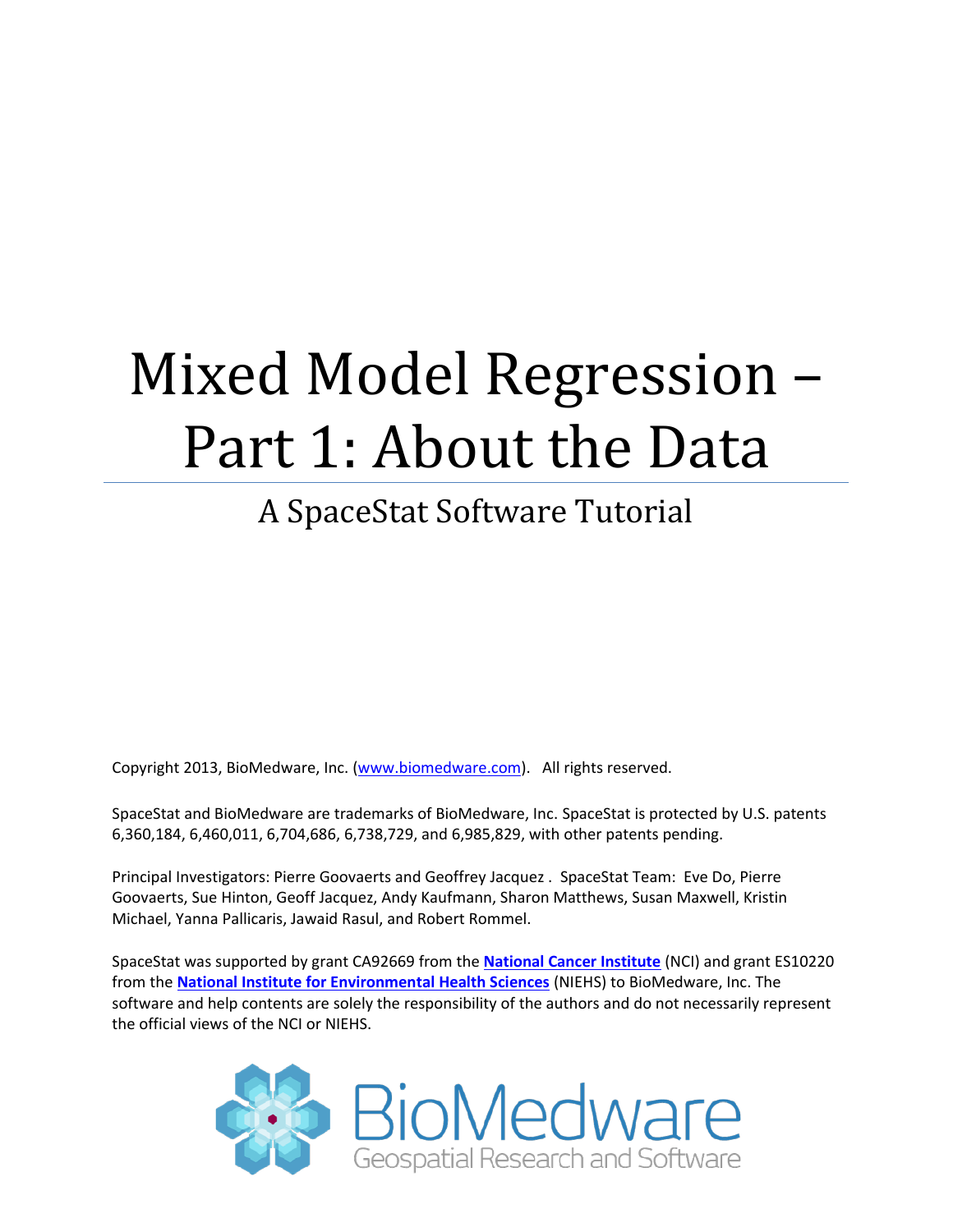# Mixed Model Regression – Part 1: About the Data

## A SpaceStat Software Tutorial

Copyright 2013, BioMedware, Inc. ([www.biomedware.com](http://www.biomedware.com)). All rights reserved.

SpaceStat and BioMedware are trademarks of BioMedware, Inc. SpaceStat is protected by U.S. patents 6,360,184, 6,460,011, 6,704,686, 6,738,729, and 6,985,829, with other patents pending.

Principal Investigators: Pierre Goovaerts and Geoffrey Jacquez . SpaceStat Team: Eve Do, Pierre Goovaerts, Sue Hinton, Geoff Jacquez, Andy Kaufmann, Sharon Matthews, Susan Maxwell, Kristin Michael, Yanna Pallicaris, Jawaid Rasul, and Robert Rommel.

SpaceStat was supported by grant CA92669 from the **National Cancer Institute** (NCI) and grant ES10220 from the **National Institute for Environmental Health Sciences** (NIEHS) to BioMedware, Inc. The software and help contents are solely the responsibility of the authors and do not necessarily represent the official views of the NCI or NIEHS.

BioMedware
Geospatial Research and Software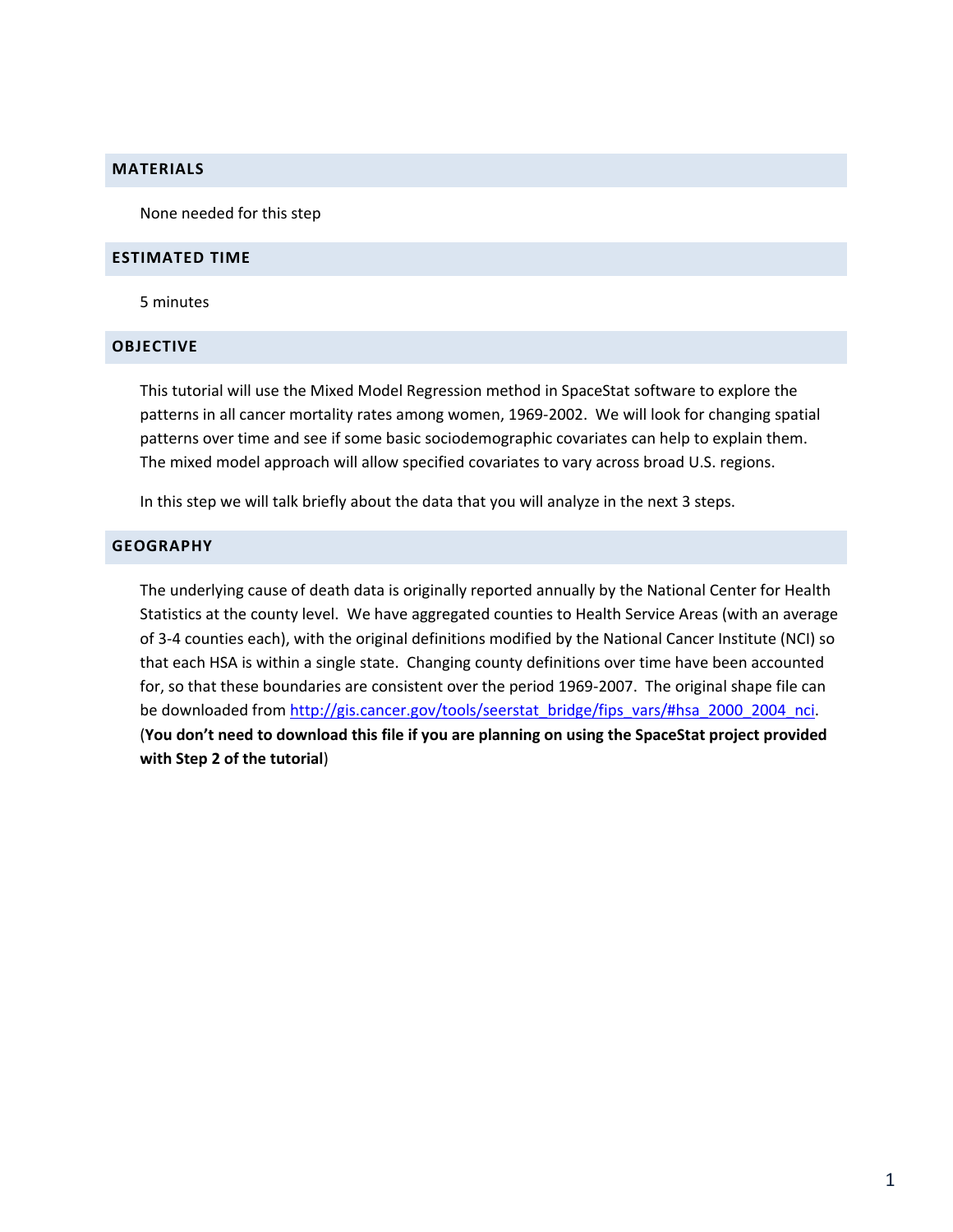## MATERIALS

None needed for this step

## ESTIMATED TIME

5 minutes

## OBJECTIVE

This tutorial will use the Mixed Model Regression method in SpaceStat software to explore the patterns in all cancer mortality rates among women, 1969-2002. We will look for changing spatial patterns over time and see if some basic sociodemographic covariates can help to explain them. The mixed model approach will allow specified covariates to vary across broad U.S. regions.

In this step we will talk briefly about the data that you will analyze in the next 3 steps.

## GEOGRAPHY

The underlying cause of death data is originally reported annually by the National Center for Health Statistics at the county level. We have aggregated counties to Health Service Areas (with an average of 3-4 counties each), with the original definitions modified by the National Cancer Institute (NCI) so that each HSA is within a single state. Changing county definitions over time have been accounted for, so that these boundaries are consistent over the period 1969-2007. The original shape file can be downloaded from [http://gis.cancer.gov/tools/seerstat_bridge/fips_vars/#hsa_2000_2004_nci](http://gis.cancer.gov/tools/seerstat_bridge/fips_vars/#hsa_2000_2004_nci). (**You don't need to download this file if you are planning on using the SpaceStat project provided with Step 2 of the tutorial**)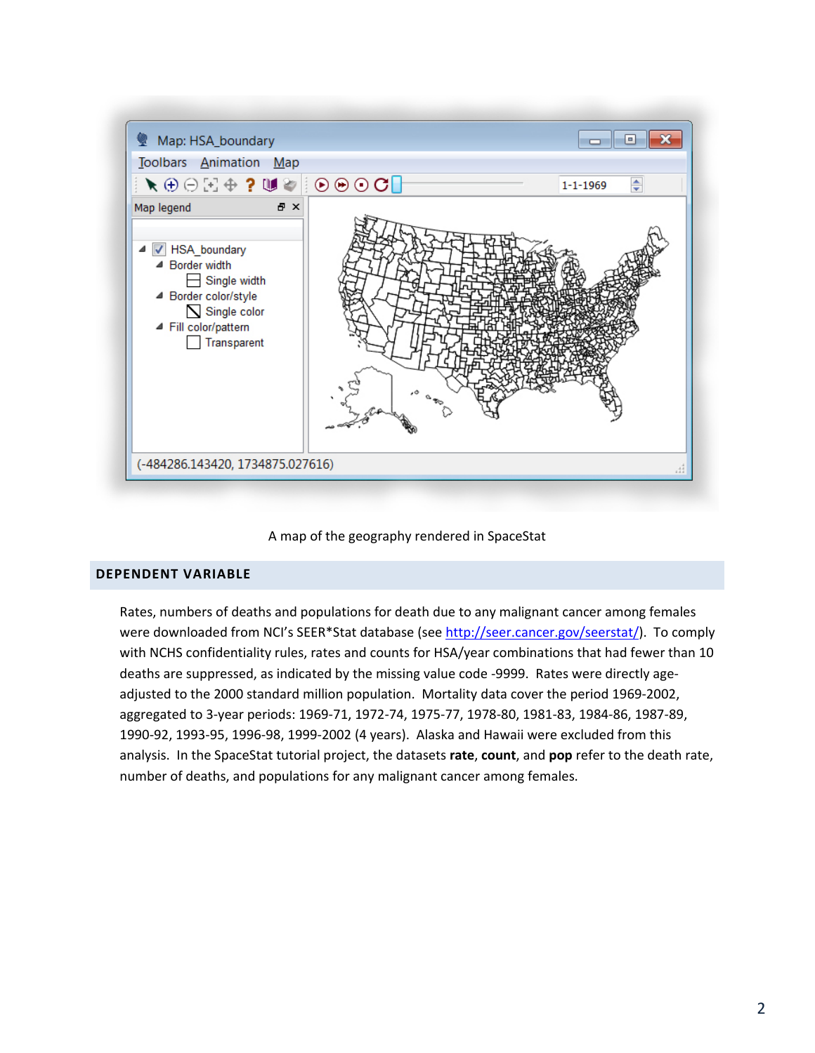A map of the geography rendered in SpaceStat

## DEPENDENT VARIABLE

Rates, numbers of deaths and populations for death due to any malignant cancer among females were downloaded from NCI's SEER*Stat database (see http://seer.cancer.gov/seerstat/). To comply with NCHS confidentiality rules, rates and counts for HSA/year combinations that had fewer than 10 deaths are suppressed, as indicated by the missing value code -9999. Rates were directly age-adjusted to the 2000 standard million population. Mortality data cover the period 1969-2002, aggregated to 3-year periods: 1969-71, 1972-74, 1975-77, 1978-80, 1981-83, 1984-86, 1987-89, 1990-92, 1993-95, 1996-98, 1999-2002 (4 years). Alaska and Hawaii were excluded from this analysis. In the SpaceStat tutorial project, the datasets **rate**, **count**, and **pop** refer to the death rate, number of deaths, and populations for any malignant cancer among females.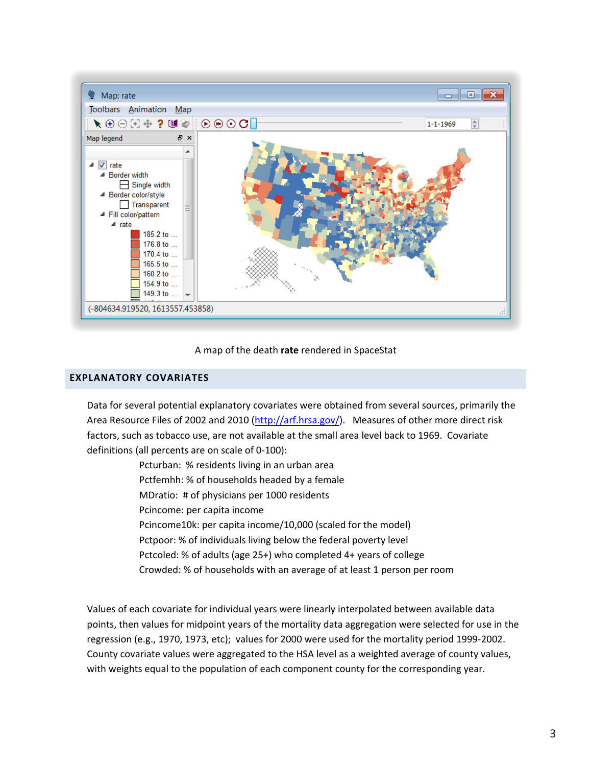A map of the death **rate** rendered in SpaceStat

## EXPLANATORY COVARIATES

Data for several potential explanatory covariates were obtained from several sources, primarily the Area Resource Files of 2002 and 2010 (http://arf.hrsa.gov/). Measures of other more direct risk factors, such as tobacco use, are not available at the small area level back to 1969. Covariate definitions (all percents are on scale of 0-100):

- Pcturban: % residents living in an urban area
- Pctfemhh: % of households headed by a female
- MDratio: # of physicians per 1000 residents
- Pcincome: per capita income
- Pcincome10k: per capita income/10,000 (scaled for the model)
- Pctpoor: % of individuals living below the federal poverty level
- Pctcoled: % of adults (age 25+) who completed 4+ years of college
- Crowded: % of households with an average of at least 1 person per room

Values of each covariate for individual years were linearly interpolated between available data points, then values for midpoint years of the mortality data aggregation were selected for use in the regression (e.g., 1970, 1973, etc); values for 2000 were used for the mortality period 1999-2002. County covariate values were aggregated to the HSA level as a weighted average of county values, with weights equal to the population of each component county for the corresponding year.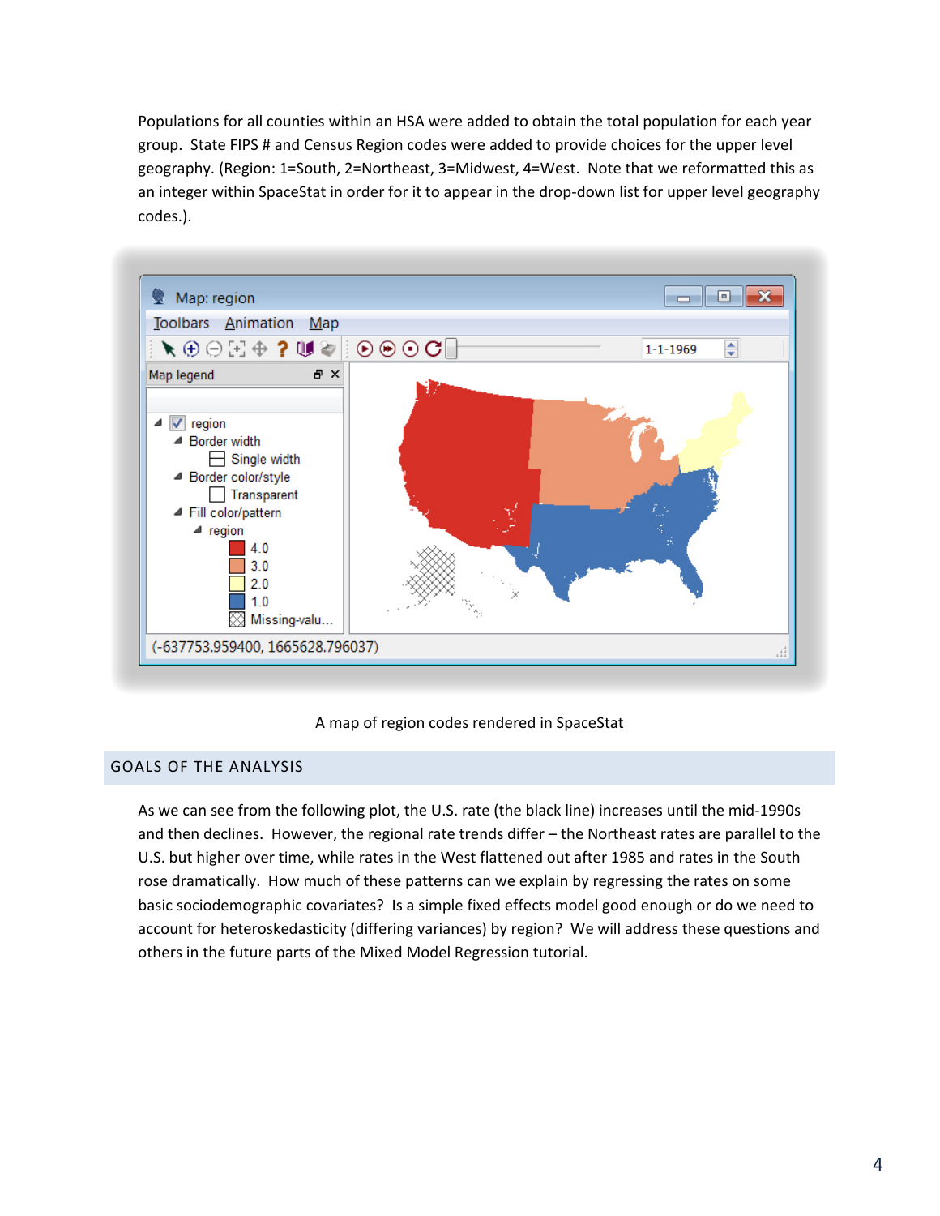Populations for all counties within an HSA were added to obtain the total population for each year group. State FIPS # and Census Region codes were added to provide choices for the upper level geography. (Region: 1=South, 2=Northeast, 3=Midwest, 4=West. Note that we reformatted this as an integer within SpaceStat in order for it to appear in the drop-down list for upper level geography codes.).

A map of region codes rendered in SpaceStat

## GOALS OF THE ANALYSIS

As we can see from the following plot, the U.S. rate (the black line) increases until the mid-1990s and then declines. However, the regional rate trends differ – the Northeast rates are parallel to the U.S. but higher over time, while rates in the West flattened out after 1985 and rates in the South rose dramatically. How much of these patterns can we explain by regressing the rates on some basic sociodemographic covariates? Is a simple fixed effects model good enough or do we need to account for heteroskedasticity (differing variances) by region? We will address these questions and others in the future parts of the Mixed Model Regression tutorial.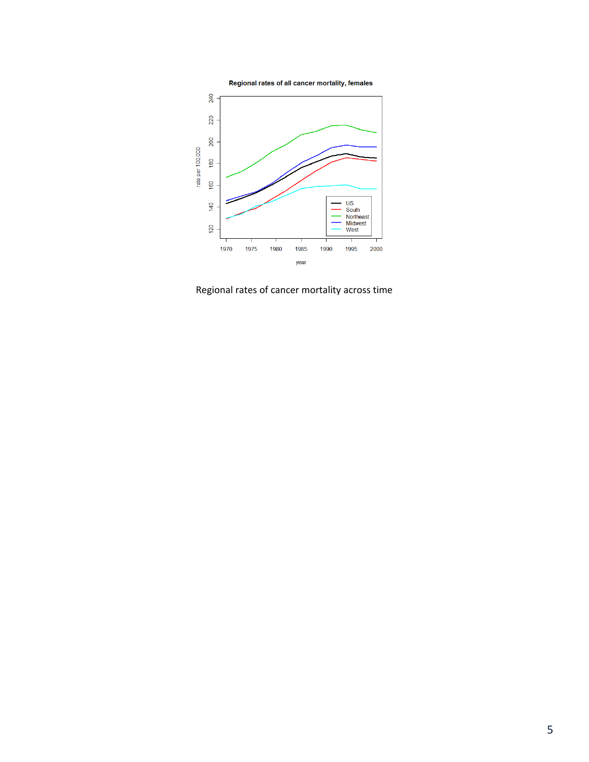Regional rates of all cancer mortality, females

240
220
200
180
160
140
120

rate per 100,000

1970 1975 1980 1985 1990 1995 2000

year

US
South
Northeast
Midwest
West

Regional rates of cancer mortality across time